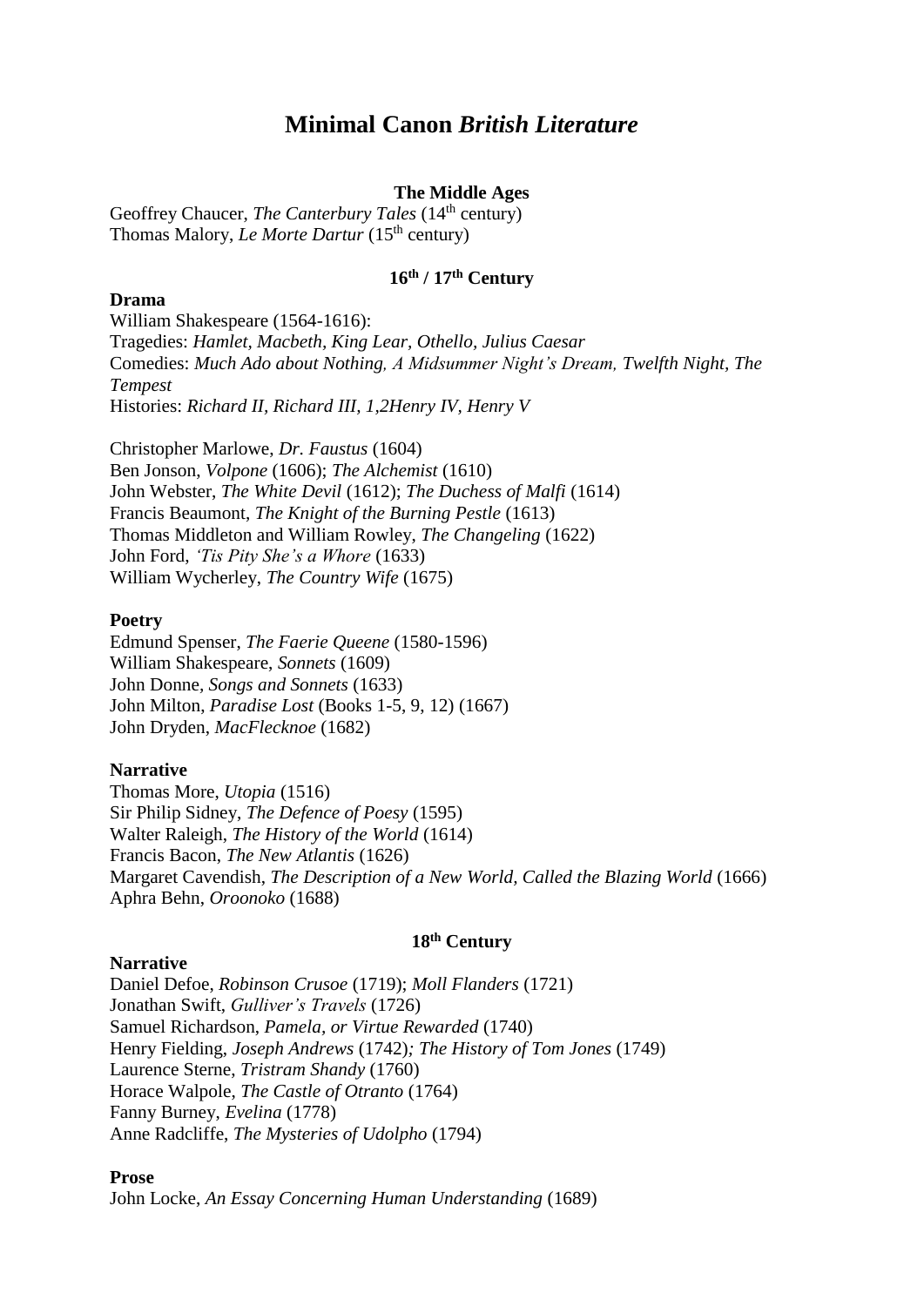# Minimal Canon *British Literature*

## The Middle Ages

Geoffrey Chaucer, *The Canterbury Tales* (14th century)
Thomas Malory, *Le Morte Dartur* (15th century)

## 16th / 17th Century

### Drama

William Shakespeare (1564-1616):
Tragedies: *Hamlet, Macbeth, King Lear, Othello, Julius Caesar*
Comedies: *Much Ado about Nothing, A Midsummer Night's Dream, Twelfth Night, The Tempest*
Histories: *Richard II, Richard III, 1,2Henry IV, Henry V*

Christopher Marlowe, *Dr. Faustus* (1604)
Ben Jonson, *Volpone* (1606); *The Alchemist* (1610)
John Webster, *The White Devil* (1612); *The Duchess of Malfi* (1614)
Francis Beaumont, *The Knight of the Burning Pestle* (1613)
Thomas Middleton and William Rowley, *The Changeling* (1622)
John Ford, *'Tis Pity She's a Whore* (1633)
William Wycherley, *The Country Wife* (1675)

### Poetry

Edmund Spenser, *The Faerie Queene* (1580-1596)
William Shakespeare, *Sonnets* (1609)
John Donne, *Songs and Sonnets* (1633)
John Milton, *Paradise Lost* (Books 1-5, 9, 12) (1667)
John Dryden, *MacFlecknoe* (1682)

### Narrative

Thomas More, *Utopia* (1516)
Sir Philip Sidney, *The Defence of Poesy* (1595)
Walter Raleigh, *The History of the World* (1614)
Francis Bacon, *The New Atlantis* (1626)
Margaret Cavendish, *The Description of a New World, Called the Blazing World* (1666)
Aphra Behn, *Oroonoko* (1688)

## 18th Century

### Narrative

Daniel Defoe, *Robinson Crusoe* (1719); *Moll Flanders* (1721)
Jonathan Swift, *Gulliver's Travels* (1726)
Samuel Richardson, *Pamela, or Virtue Rewarded* (1740)
Henry Fielding, *Joseph Andrews* (1742); *The History of Tom Jones* (1749)
Laurence Sterne, *Tristram Shandy* (1760)
Horace Walpole, *The Castle of Otranto* (1764)
Fanny Burney, *Evelina* (1778)
Anne Radcliffe, *The Mysteries of Udolpho* (1794)

### Prose

John Locke, *An Essay Concerning Human Understanding* (1689)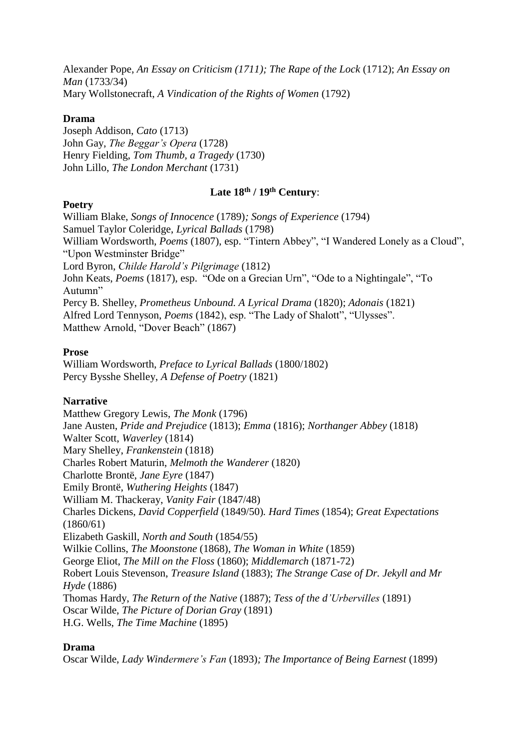Alexander Pope, *An Essay on Criticism (1711); The Rape of the Lock* (1712); *An Essay on Man* (1733/34)
Mary Wollstonecraft, *A Vindication of the Rights of Women* (1792)

**Drama**

Joseph Addison, *Cato* (1713)
John Gay, *The Beggar's Opera* (1728)
Henry Fielding, *Tom Thumb, a Tragedy* (1730)
John Lillo, *The London Merchant* (1731)

## Late 18th / 19th Century:

**Poetry**

William Blake, *Songs of Innocence* (1789)*; Songs of Experience* (1794)
Samuel Taylor Coleridge, *Lyrical Ballads* (1798)
William Wordsworth, *Poems* (1807), esp. "Tintern Abbey", "I Wandered Lonely as a Cloud", "Upon Westminster Bridge"
Lord Byron, *Childe Harold's Pilgrimage* (1812)
John Keats, *Poems* (1817), esp. "Ode on a Grecian Urn", "Ode to a Nightingale", "To Autumn"
Percy B. Shelley, *Prometheus Unbound. A Lyrical Drama* (1820); *Adonais* (1821)
Alfred Lord Tennyson, *Poems* (1842), esp. "The Lady of Shalott", "Ulysses".
Matthew Arnold, "Dover Beach" (1867)

**Prose**

William Wordsworth, *Preface to Lyrical Ballads* (1800/1802)
Percy Bysshe Shelley, *A Defense of Poetry* (1821)

**Narrative**

Matthew Gregory Lewis, *The Monk* (1796)
Jane Austen, *Pride and Prejudice* (1813); *Emma* (1816); *Northanger Abbey* (1818)
Walter Scott, *Waverley* (1814)
Mary Shelley, *Frankenstein* (1818)
Charles Robert Maturin, *Melmoth the Wanderer* (1820)
Charlotte Brontë, *Jane Eyre* (1847)
Emily Brontë, *Wuthering Heights* (1847)
William M. Thackeray, *Vanity Fair* (1847/48)
Charles Dickens, *David Copperfield* (1849/50)*. Hard Times* (1854); *Great Expectations* (1860/61)
Elizabeth Gaskill, *North and South* (1854/55)
Wilkie Collins, *The Moonstone* (1868), *The Woman in White* (1859)
George Eliot, *The Mill on the Floss* (1860); *Middlemarch* (1871-72)
Robert Louis Stevenson, *Treasure Island* (1883); *The Strange Case of Dr. Jekyll and Mr Hyde* (1886)
Thomas Hardy, *The Return of the Native* (1887); *Tess of the d'Urbervilles* (1891)
Oscar Wilde, *The Picture of Dorian Gray* (1891)
H.G. Wells, *The Time Machine* (1895)

**Drama**

Oscar Wilde, *Lady Windermere's Fan* (1893)*; The Importance of Being Earnest* (1899)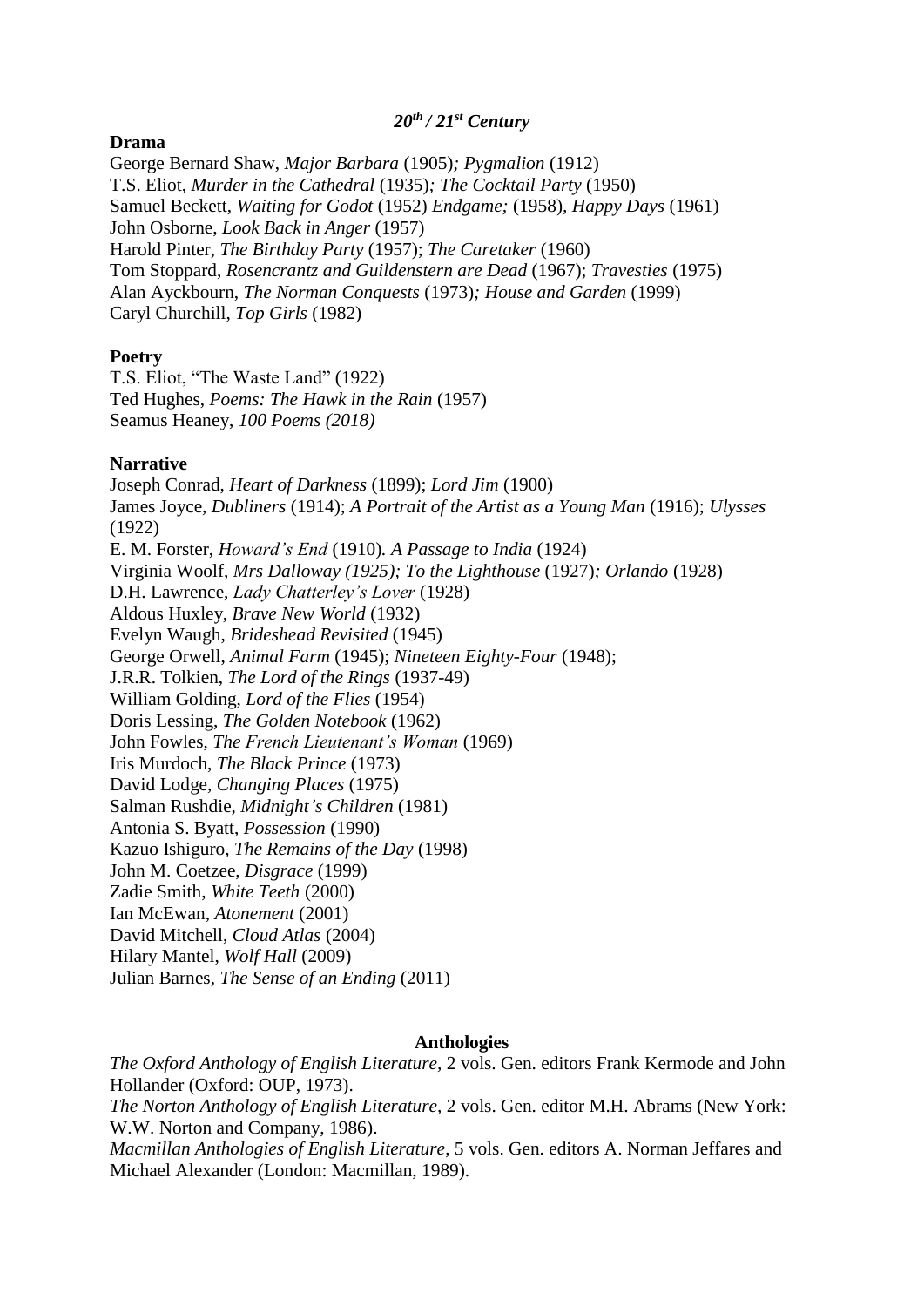## *20th / 21st Century*

**Drama**

George Bernard Shaw, *Major Barbara* (1905)*; Pygmalion* (1912)
T.S. Eliot, *Murder in the Cathedral* (1935)*; The Cocktail Party* (1950)
Samuel Beckett, *Waiting for Godot* (1952) *Endgame;* (1958), *Happy Days* (1961)
John Osborne, *Look Back in Anger* (1957)
Harold Pinter, *The Birthday Party* (1957); *The Caretaker* (1960)
Tom Stoppard, *Rosencrantz and Guildenstern are Dead* (1967); *Travesties* (1975)
Alan Ayckbourn, *The Norman Conquests* (1973)*; House and Garden* (1999)
Caryl Churchill, *Top Girls* (1982)

**Poetry**

T.S. Eliot, "The Waste Land" (1922)
Ted Hughes, *Poems: The Hawk in the Rain* (1957)
Seamus Heaney, *100 Poems (2018)*

**Narrative**

Joseph Conrad, *Heart of Darkness* (1899); *Lord Jim* (1900)
James Joyce, *Dubliners* (1914); *A Portrait of the Artist as a Young Man* (1916); *Ulysses* (1922)
E. M. Forster, *Howard's End* (1910)*. A Passage to India* (1924)
Virginia Woolf, *Mrs Dalloway (1925); To the Lighthouse* (1927)*; Orlando* (1928)
D.H. Lawrence, *Lady Chatterley's Lover* (1928)
Aldous Huxley, *Brave New World* (1932)
Evelyn Waugh, *Brideshead Revisited* (1945)
George Orwell, *Animal Farm* (1945); *Nineteen Eighty-Four* (1948);
J.R.R. Tolkien, *The Lord of the Rings* (1937-49)
William Golding, *Lord of the Flies* (1954)
Doris Lessing, *The Golden Notebook* (1962)
John Fowles, *The French Lieutenant's Woman* (1969)
Iris Murdoch, *The Black Prince* (1973)
David Lodge, *Changing Places* (1975)
Salman Rushdie, *Midnight's Children* (1981)
Antonia S. Byatt, *Possession* (1990)
Kazuo Ishiguro, *The Remains of the Day* (1998)
John M. Coetzee, *Disgrace* (1999)
Zadie Smith, *White Teeth* (2000)
Ian McEwan, *Atonement* (2001)
David Mitchell, *Cloud Atlas* (2004)
Hilary Mantel, *Wolf Hall* (2009)
Julian Barnes, *The Sense of an Ending* (2011)

### Anthologies

*The Oxford Anthology of English Literature*, 2 vols. Gen. editors Frank Kermode and John Hollander (Oxford: OUP, 1973).
*The Norton Anthology of English Literature*, 2 vols. Gen. editor M.H. Abrams (New York: W.W. Norton and Company, 1986).
*Macmillan Anthologies of English Literature*, 5 vols. Gen. editors A. Norman Jeffares and Michael Alexander (London: Macmillan, 1989).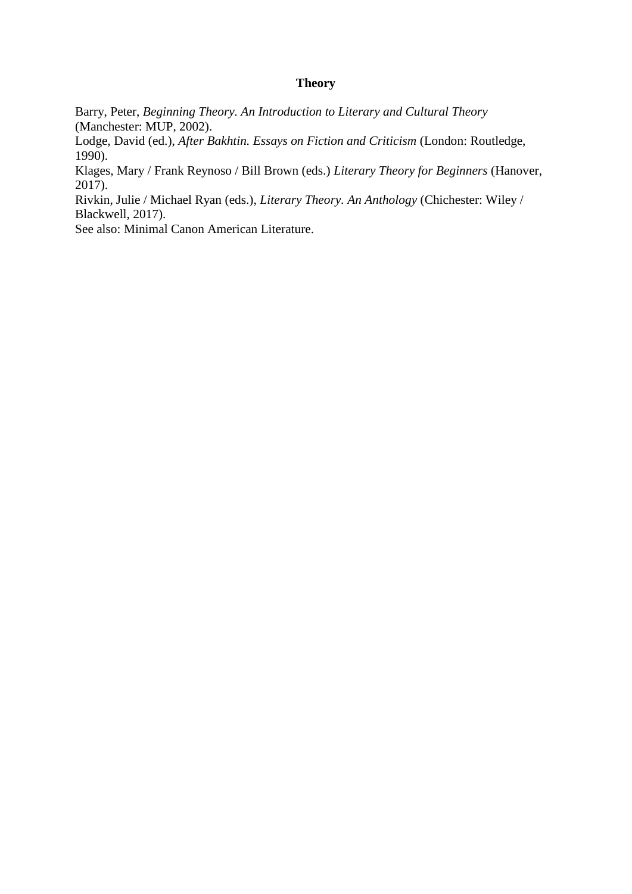**Theory**

Barry, Peter, *Beginning Theory. An Introduction to Literary and Cultural Theory* (Manchester: MUP, 2002).
Lodge, David (ed.), *After Bakhtin. Essays on Fiction and Criticism* (London: Routledge, 1990).
Klages, Mary / Frank Reynoso / Bill Brown (eds.) *Literary Theory for Beginners* (Hanover, 2017).
Rivkin, Julie / Michael Ryan (eds.), *Literary Theory. An Anthology* (Chichester: Wiley / Blackwell, 2017).
See also: Minimal Canon American Literature.